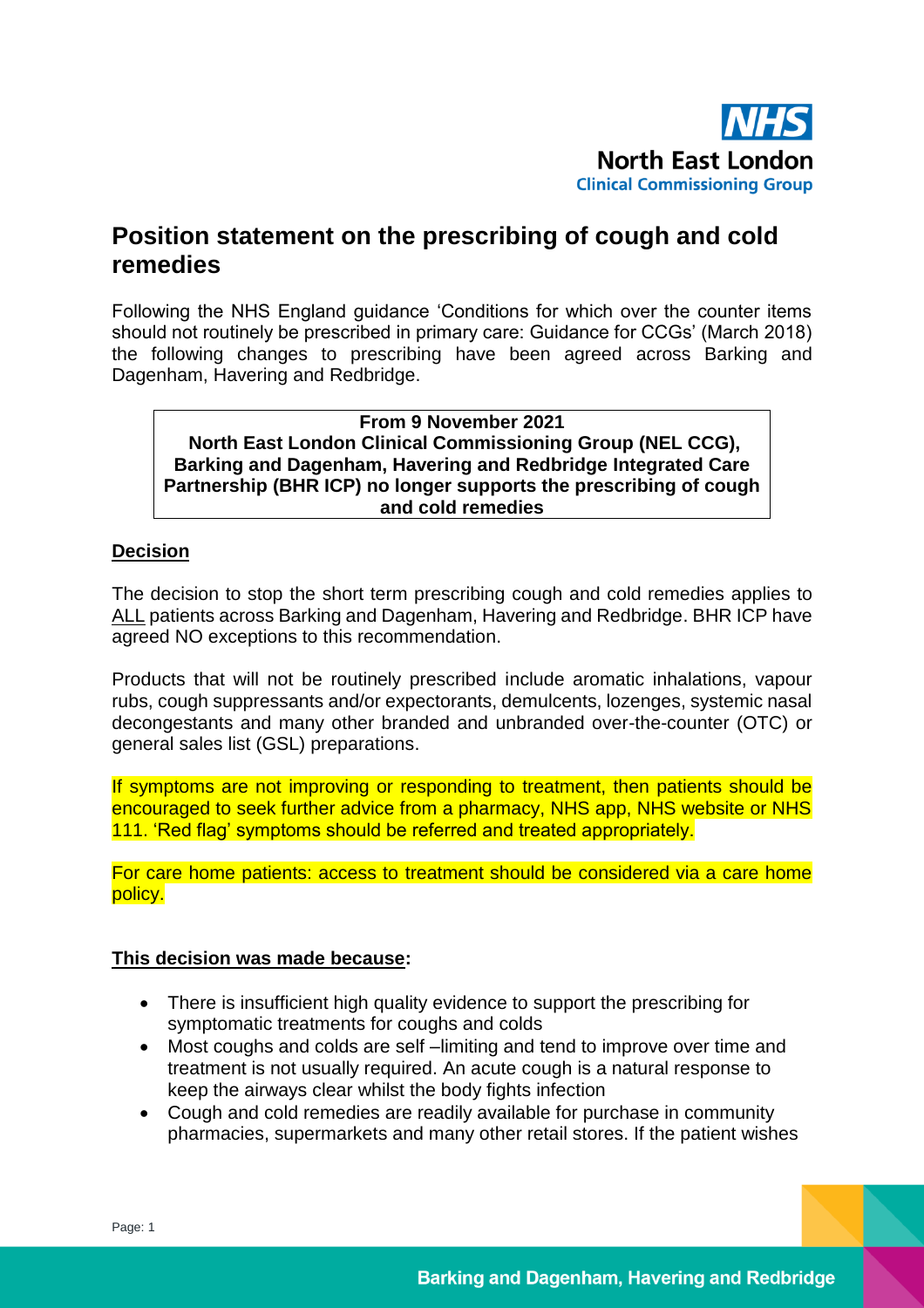NHS
North East London
Clinical Commissioning Group

# Position statement on the prescribing of cough and cold remedies

Following the NHS England guidance 'Conditions for which over the counter items should not routinely be prescribed in primary care: Guidance for CCGs' (March 2018) the following changes to prescribing have been agreed across Barking and Dagenham, Havering and Redbridge.

> **From 9 November 2021**
> **North East London Clinical Commissioning Group (NEL CCG), Barking and Dagenham, Havering and Redbridge Integrated Care Partnership (BHR ICP) no longer supports the prescribing of cough and cold remedies**

## Decision

The decision to stop the short term prescribing cough and cold remedies applies to ALL patients across Barking and Dagenham, Havering and Redbridge. BHR ICP have agreed NO exceptions to this recommendation.

Products that will not be routinely prescribed include aromatic inhalations, vapour rubs, cough suppressants and/or expectorants, demulcents, lozenges, systemic nasal decongestants and many other branded and unbranded over-the-counter (OTC) or general sales list (GSL) preparations.

If symptoms are not improving or responding to treatment, then patients should be encouraged to seek further advice from a pharmacy, NHS app, NHS website or NHS 111. 'Red flag' symptoms should be referred and treated appropriately.

For care home patients: access to treatment should be considered via a care home policy.

## This decision was made because:

- There is insufficient high quality evidence to support the prescribing for symptomatic treatments for coughs and colds
- Most coughs and colds are self –limiting and tend to improve over time and treatment is not usually required. An acute cough is a natural response to keep the airways clear whilst the body fights infection
- Cough and cold remedies are readily available for purchase in community pharmacies, supermarkets and many other retail stores. If the patient wishes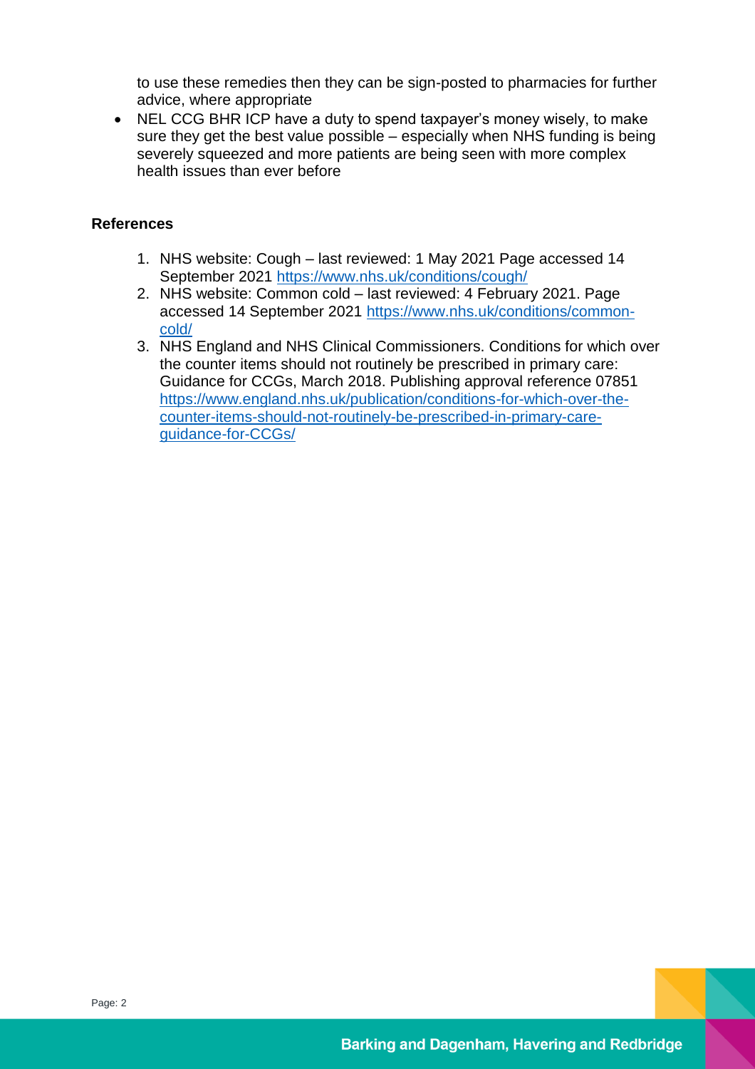to use these remedies then they can be sign-posted to pharmacies for further advice, where appropriate

- NEL CCG BHR ICP have a duty to spend taxpayer's money wisely, to make sure they get the best value possible – especially when NHS funding is being severely squeezed and more patients are being seen with more complex health issues than ever before

**References**

1. NHS website: Cough – last reviewed: 1 May 2021 Page accessed 14 September 2021 https://www.nhs.uk/conditions/cough/
2. NHS website: Common cold – last reviewed: 4 February 2021. Page accessed 14 September 2021 https://www.nhs.uk/conditions/common-cold/
3. NHS England and NHS Clinical Commissioners. Conditions for which over the counter items should not routinely be prescribed in primary care: Guidance for CCGs, March 2018. Publishing approval reference 07851 https://www.england.nhs.uk/publication/conditions-for-which-over-the-counter-items-should-not-routinely-be-prescribed-in-primary-care-guidance-for-CCGs/